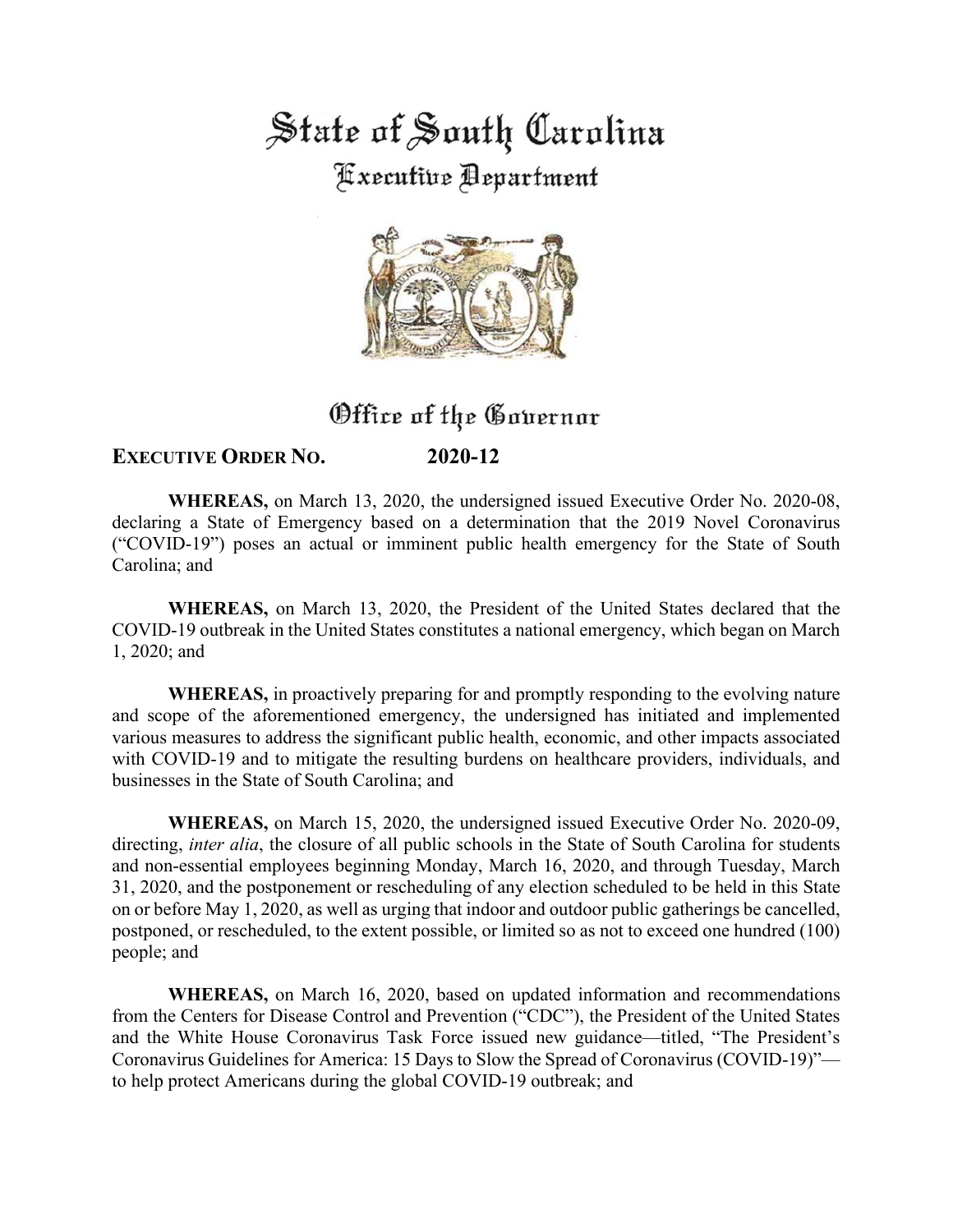# State of South Carolina

## Executive Department

## Office of the Governor

**EXECUTIVE ORDER NO. 2020-12**

**WHEREAS,** on March 13, 2020, the undersigned issued Executive Order No. 2020-08, declaring a State of Emergency based on a determination that the 2019 Novel Coronavirus ("COVID-19") poses an actual or imminent public health emergency for the State of South Carolina; and

**WHEREAS,** on March 13, 2020, the President of the United States declared that the COVID-19 outbreak in the United States constitutes a national emergency, which began on March 1, 2020; and

**WHEREAS,** in proactively preparing for and promptly responding to the evolving nature and scope of the aforementioned emergency, the undersigned has initiated and implemented various measures to address the significant public health, economic, and other impacts associated with COVID-19 and to mitigate the resulting burdens on healthcare providers, individuals, and businesses in the State of South Carolina; and

**WHEREAS,** on March 15, 2020, the undersigned issued Executive Order No. 2020-09, directing, *inter alia*, the closure of all public schools in the State of South Carolina for students and non-essential employees beginning Monday, March 16, 2020, and through Tuesday, March 31, 2020, and the postponement or rescheduling of any election scheduled to be held in this State on or before May 1, 2020, as well as urging that indoor and outdoor public gatherings be cancelled, postponed, or rescheduled, to the extent possible, or limited so as not to exceed one hundred (100) people; and

**WHEREAS,** on March 16, 2020, based on updated information and recommendations from the Centers for Disease Control and Prevention ("CDC"), the President of the United States and the White House Coronavirus Task Force issued new guidance—titled, "The President's Coronavirus Guidelines for America: 15 Days to Slow the Spread of Coronavirus (COVID-19)"—to help protect Americans during the global COVID-19 outbreak; and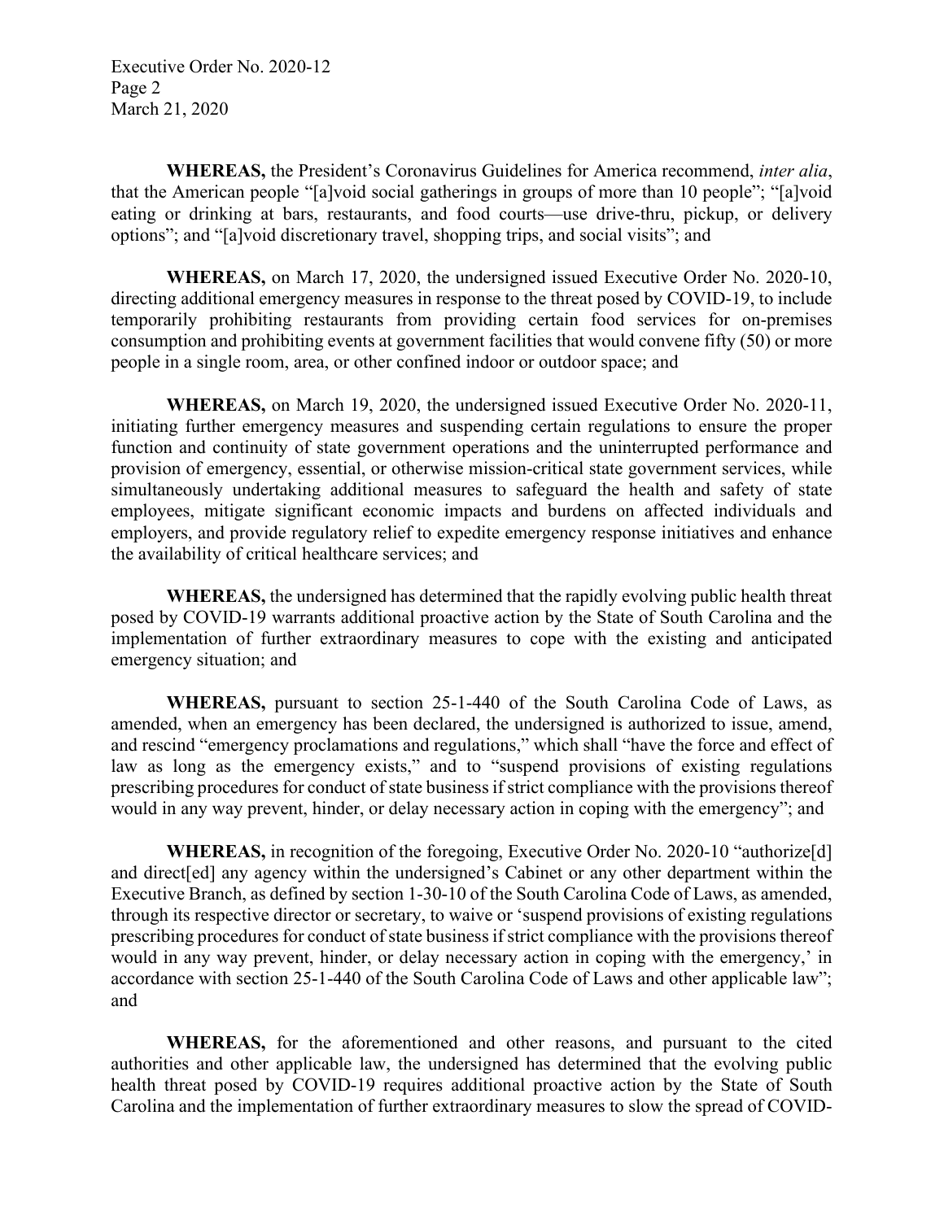**WHEREAS,** the President's Coronavirus Guidelines for America recommend, *inter alia*, that the American people "[a]void social gatherings in groups of more than 10 people"; "[a]void eating or drinking at bars, restaurants, and food courts—use drive-thru, pickup, or delivery options"; and "[a]void discretionary travel, shopping trips, and social visits"; and

**WHEREAS,** on March 17, 2020, the undersigned issued Executive Order No. 2020-10, directing additional emergency measures in response to the threat posed by COVID-19, to include temporarily prohibiting restaurants from providing certain food services for on-premises consumption and prohibiting events at government facilities that would convene fifty (50) or more people in a single room, area, or other confined indoor or outdoor space; and

**WHEREAS,** on March 19, 2020, the undersigned issued Executive Order No. 2020-11, initiating further emergency measures and suspending certain regulations to ensure the proper function and continuity of state government operations and the uninterrupted performance and provision of emergency, essential, or otherwise mission-critical state government services, while simultaneously undertaking additional measures to safeguard the health and safety of state employees, mitigate significant economic impacts and burdens on affected individuals and employers, and provide regulatory relief to expedite emergency response initiatives and enhance the availability of critical healthcare services; and

**WHEREAS,** the undersigned has determined that the rapidly evolving public health threat posed by COVID-19 warrants additional proactive action by the State of South Carolina and the implementation of further extraordinary measures to cope with the existing and anticipated emergency situation; and

**WHEREAS,** pursuant to section 25-1-440 of the South Carolina Code of Laws, as amended, when an emergency has been declared, the undersigned is authorized to issue, amend, and rescind "emergency proclamations and regulations," which shall "have the force and effect of law as long as the emergency exists," and to "suspend provisions of existing regulations prescribing procedures for conduct of state business if strict compliance with the provisions thereof would in any way prevent, hinder, or delay necessary action in coping with the emergency"; and

**WHEREAS,** in recognition of the foregoing, Executive Order No. 2020-10 "authorize[d] and direct[ed] any agency within the undersigned's Cabinet or any other department within the Executive Branch, as defined by section 1-30-10 of the South Carolina Code of Laws, as amended, through its respective director or secretary, to waive or 'suspend provisions of existing regulations prescribing procedures for conduct of state business if strict compliance with the provisions thereof would in any way prevent, hinder, or delay necessary action in coping with the emergency,' in accordance with section 25-1-440 of the South Carolina Code of Laws and other applicable law"; and

**WHEREAS,** for the aforementioned and other reasons, and pursuant to the cited authorities and other applicable law, the undersigned has determined that the evolving public health threat posed by COVID-19 requires additional proactive action by the State of South Carolina and the implementation of further extraordinary measures to slow the spread of COVID-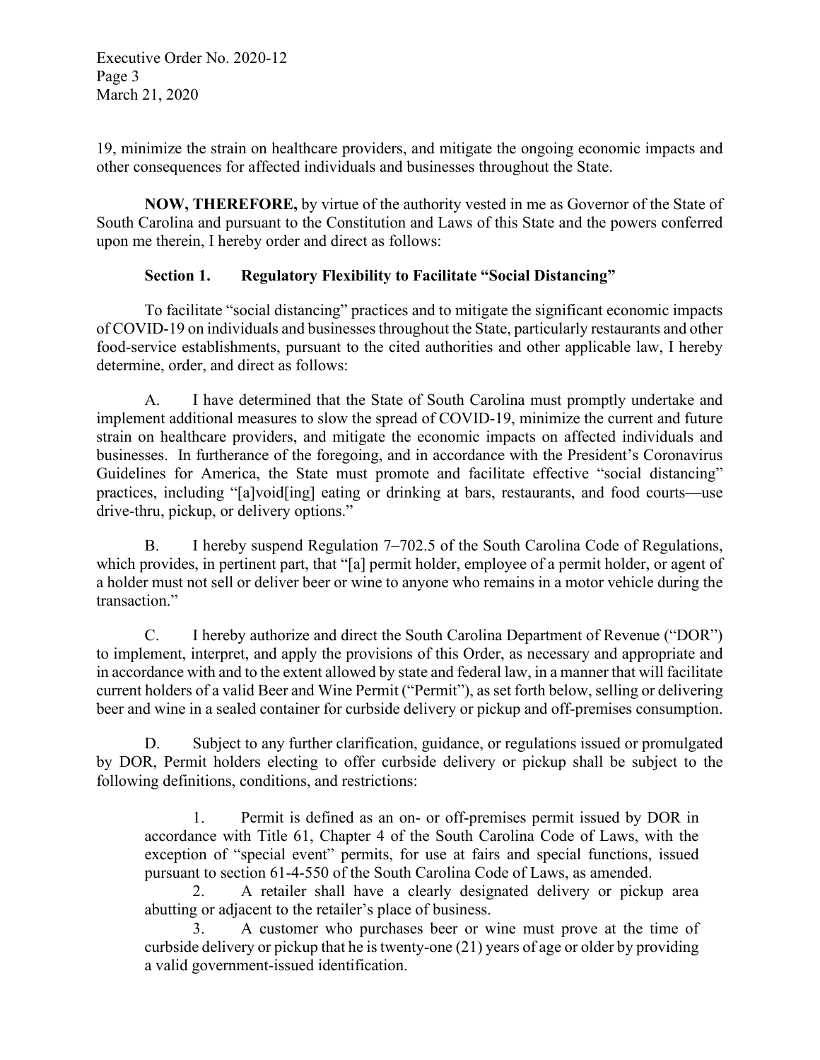19, minimize the strain on healthcare providers, and mitigate the ongoing economic impacts and other consequences for affected individuals and businesses throughout the State.

**NOW, THEREFORE,** by virtue of the authority vested in me as Governor of the State of South Carolina and pursuant to the Constitution and Laws of this State and the powers conferred upon me therein, I hereby order and direct as follows:

### Section 1. Regulatory Flexibility to Facilitate "Social Distancing"

To facilitate "social distancing" practices and to mitigate the significant economic impacts of COVID-19 on individuals and businesses throughout the State, particularly restaurants and other food-service establishments, pursuant to the cited authorities and other applicable law, I hereby determine, order, and direct as follows:

A. I have determined that the State of South Carolina must promptly undertake and implement additional measures to slow the spread of COVID-19, minimize the current and future strain on healthcare providers, and mitigate the economic impacts on affected individuals and businesses. In furtherance of the foregoing, and in accordance with the President's Coronavirus Guidelines for America, the State must promote and facilitate effective "social distancing" practices, including "[a]void[ing] eating or drinking at bars, restaurants, and food courts—use drive-thru, pickup, or delivery options."

B. I hereby suspend Regulation 7–702.5 of the South Carolina Code of Regulations, which provides, in pertinent part, that "[a] permit holder, employee of a permit holder, or agent of a holder must not sell or deliver beer or wine to anyone who remains in a motor vehicle during the transaction."

C. I hereby authorize and direct the South Carolina Department of Revenue ("DOR") to implement, interpret, and apply the provisions of this Order, as necessary and appropriate and in accordance with and to the extent allowed by state and federal law, in a manner that will facilitate current holders of a valid Beer and Wine Permit ("Permit"), as set forth below, selling or delivering beer and wine in a sealed container for curbside delivery or pickup and off-premises consumption.

D. Subject to any further clarification, guidance, or regulations issued or promulgated by DOR, Permit holders electing to offer curbside delivery or pickup shall be subject to the following definitions, conditions, and restrictions:

1. Permit is defined as an on- or off-premises permit issued by DOR in accordance with Title 61, Chapter 4 of the South Carolina Code of Laws, with the exception of "special event" permits, for use at fairs and special functions, issued pursuant to section 61-4-550 of the South Carolina Code of Laws, as amended.
2. A retailer shall have a clearly designated delivery or pickup area abutting or adjacent to the retailer's place of business.
3. A customer who purchases beer or wine must prove at the time of curbside delivery or pickup that he is twenty-one (21) years of age or older by providing a valid government-issued identification.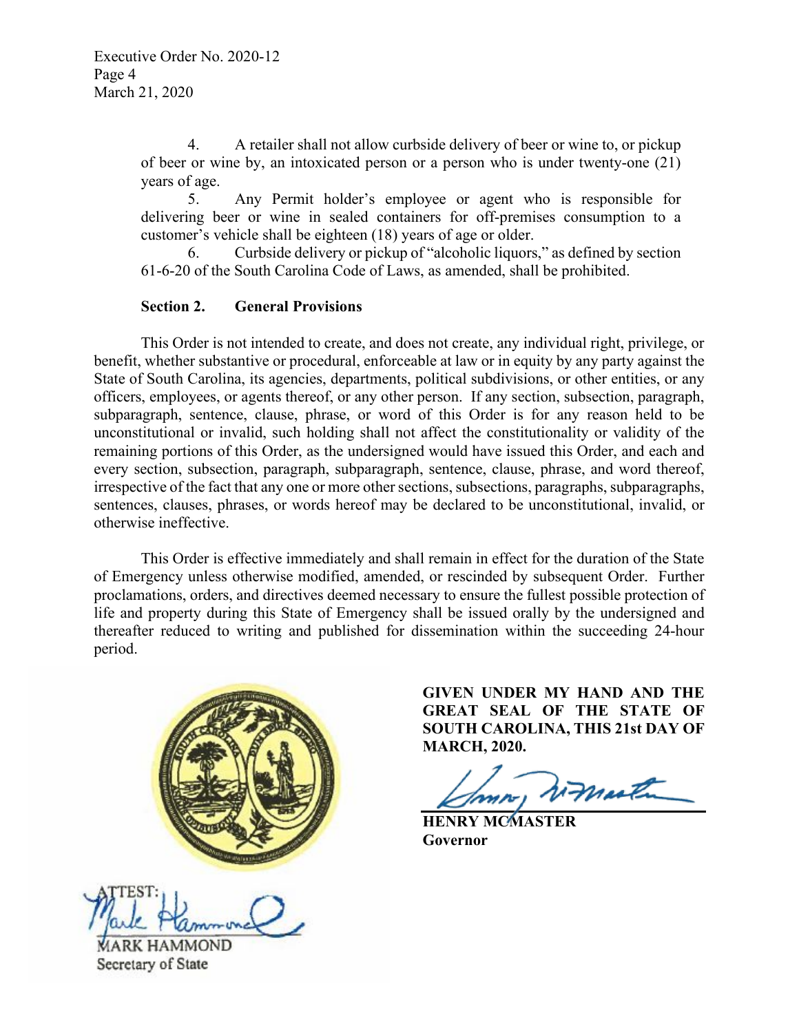4. A retailer shall not allow curbside delivery of beer or wine to, or pickup of beer or wine by, an intoxicated person or a person who is under twenty-one (21) years of age.

5. Any Permit holder's employee or agent who is responsible for delivering beer or wine in sealed containers for off-premises consumption to a customer's vehicle shall be eighteen (18) years of age or older.

6. Curbside delivery or pickup of "alcoholic liquors," as defined by section 61-6-20 of the South Carolina Code of Laws, as amended, shall be prohibited.

**Section 2. General Provisions**

This Order is not intended to create, and does not create, any individual right, privilege, or benefit, whether substantive or procedural, enforceable at law or in equity by any party against the State of South Carolina, its agencies, departments, political subdivisions, or other entities, or any officers, employees, or agents thereof, or any other person. If any section, subsection, paragraph, subparagraph, sentence, clause, phrase, or word of this Order is for any reason held to be unconstitutional or invalid, such holding shall not affect the constitutionality or validity of the remaining portions of this Order, as the undersigned would have issued this Order, and each and every section, subsection, paragraph, subparagraph, sentence, clause, phrase, and word thereof, irrespective of the fact that any one or more other sections, subsections, paragraphs, subparagraphs, sentences, clauses, phrases, or words hereof may be declared to be unconstitutional, invalid, or otherwise ineffective.

This Order is effective immediately and shall remain in effect for the duration of the State of Emergency unless otherwise modified, amended, or rescinded by subsequent Order. Further proclamations, orders, and directives deemed necessary to ensure the fullest possible protection of life and property during this State of Emergency shall be issued orally by the undersigned and thereafter reduced to writing and published for dissemination within the succeeding 24-hour period.

**GIVEN UNDER MY HAND AND THE GREAT SEAL OF THE STATE OF SOUTH CAROLINA, THIS 21st DAY OF MARCH, 2020.**

**HENRY MCMASTER**
**Governor**

ATTEST:

MARK HAMMOND
Secretary of State